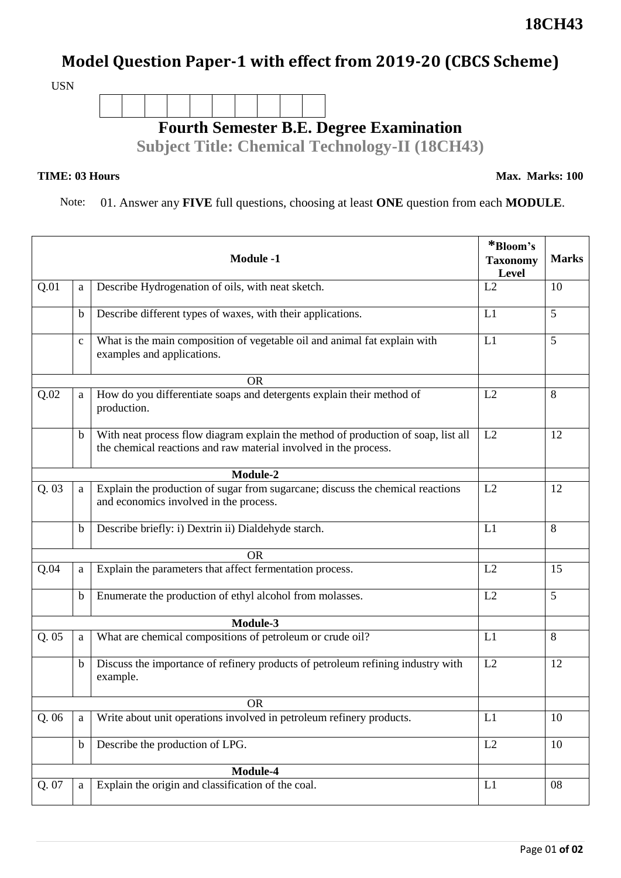**18CH43**

# Model Question Paper-1 with effect from 2019-20 (CBCS Scheme)

USN

| | | | | | | | | | |
|---|---|---|---|---|---|---|---|---|---|
| | | | | | | | | | |

## Fourth Semester B.E. Degree Examination

### Subject Title: Chemical Technology-II (18CH43)

**TIME: 03 Hours** **Max. Marks: 100**

Note: 01. Answer any **FIVE** full questions, choosing at least **ONE** question from each **MODULE**.

| | | **Module -1** | ***Bloom's Taxonomy Level** | **Marks** |
|---|---|---|---|---|
| Q.01 | a | Describe Hydrogenation of oils, with neat sketch. | L2 | 10 |
| | b | Describe different types of waxes, with their applications. | L1 | 5 |
| | c | What is the main composition of vegetable oil and animal fat explain with examples and applications. | L1 | 5 |
| | | OR | | |
| Q.02 | a | How do you differentiate soaps and detergents explain their method of production. | L2 | 8 |
| | b | With neat process flow diagram explain the method of production of soap, list all the chemical reactions and raw material involved in the process. | L2 | 12 |
| | | **Module-2** | | |
| Q. 03 | a | Explain the production of sugar from sugarcane; discuss the chemical reactions and economics involved in the process. | L2 | 12 |
| | b | Describe briefly: i) Dextrin ii) Dialdehyde starch. | L1 | 8 |
| | | OR | | |
| Q.04 | a | Explain the parameters that affect fermentation process. | L2 | 15 |
| | b | Enumerate the production of ethyl alcohol from molasses. | L2 | 5 |
| | | **Module-3** | | |
| Q. 05 | a | What are chemical compositions of petroleum or crude oil? | L1 | 8 |
| | b | Discuss the importance of refinery products of petroleum refining industry with example. | L2 | 12 |
| | | OR | | |
| Q. 06 | a | Write about unit operations involved in petroleum refinery products. | L1 | 10 |
| | b | Describe the production of LPG. | L2 | 10 |
| | | **Module-4** | | |
| Q. 07 | a | Explain the origin and classification of the coal. | L1 | 08 |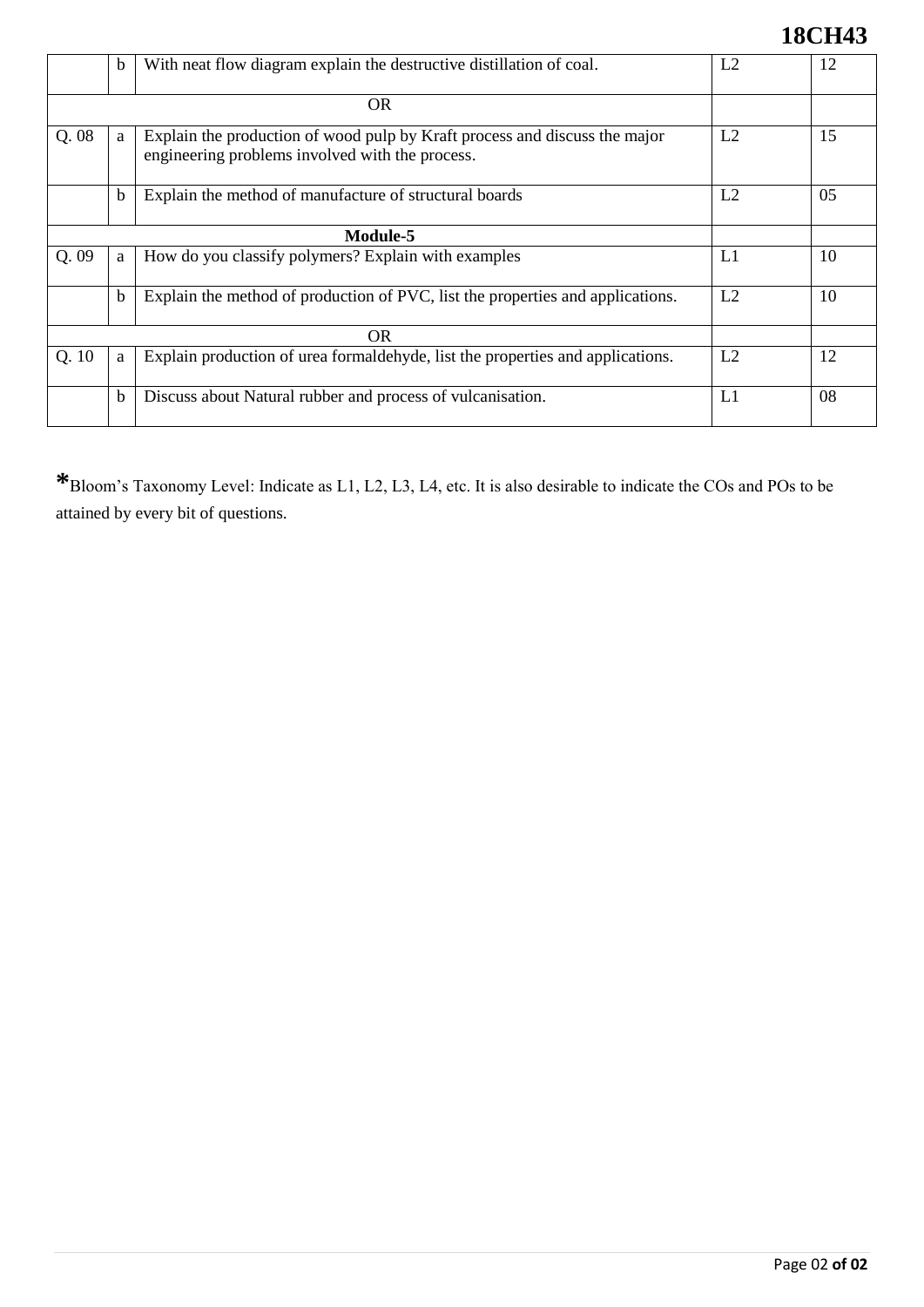| | | | | |
|---|---|---|---|---|
| | b | With neat flow diagram explain the destructive distillation of coal. | L2 | 12 |
| | | OR | | |
| Q. 08 | a | Explain the production of wood pulp by Kraft process and discuss the major engineering problems involved with the process. | L2 | 15 |
| | b | Explain the method of manufacture of structural boards | L2 | 05 |
| | | **Module-5** | | |
| Q. 09 | a | How do you classify polymers? Explain with examples | L1 | 10 |
| | b | Explain the method of production of PVC, list the properties and applications. | L2 | 10 |
| | | OR | | |
| Q. 10 | a | Explain production of urea formaldehyde, list the properties and applications. | L2 | 12 |
| | b | Discuss about Natural rubber and process of vulcanisation. | L1 | 08 |

***** Bloom's Taxonomy Level: Indicate as L1, L2, L3, L4, etc. It is also desirable to indicate the COs and POs to be attained by every bit of questions.